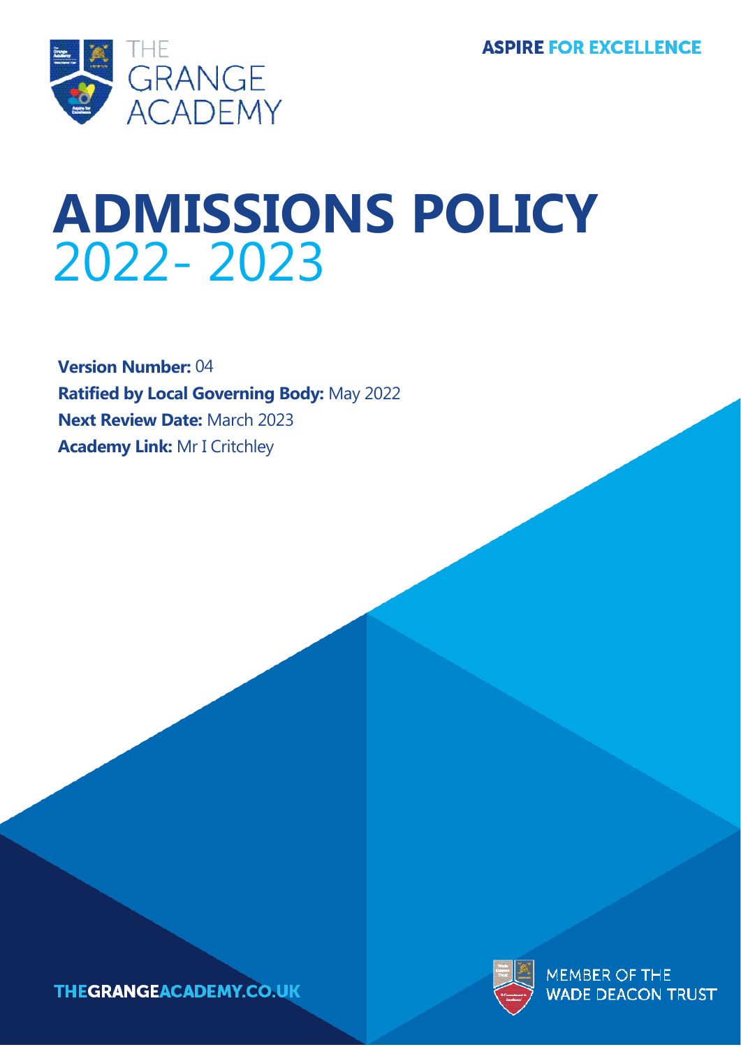THE GRANGE ACADEMY

**ASPIRE FOR EXCELLENCE**

# ADMISSIONS POLICY 2022- 2023

**Version Number:** 04

**Ratified by Local Governing Body:** May 2022

**Next Review Date:** March 2023

**Academy Link:** Mr I Critchley

THEGRANGEACADEMY.CO.UK

MEMBER OF THE WADE DEACON TRUST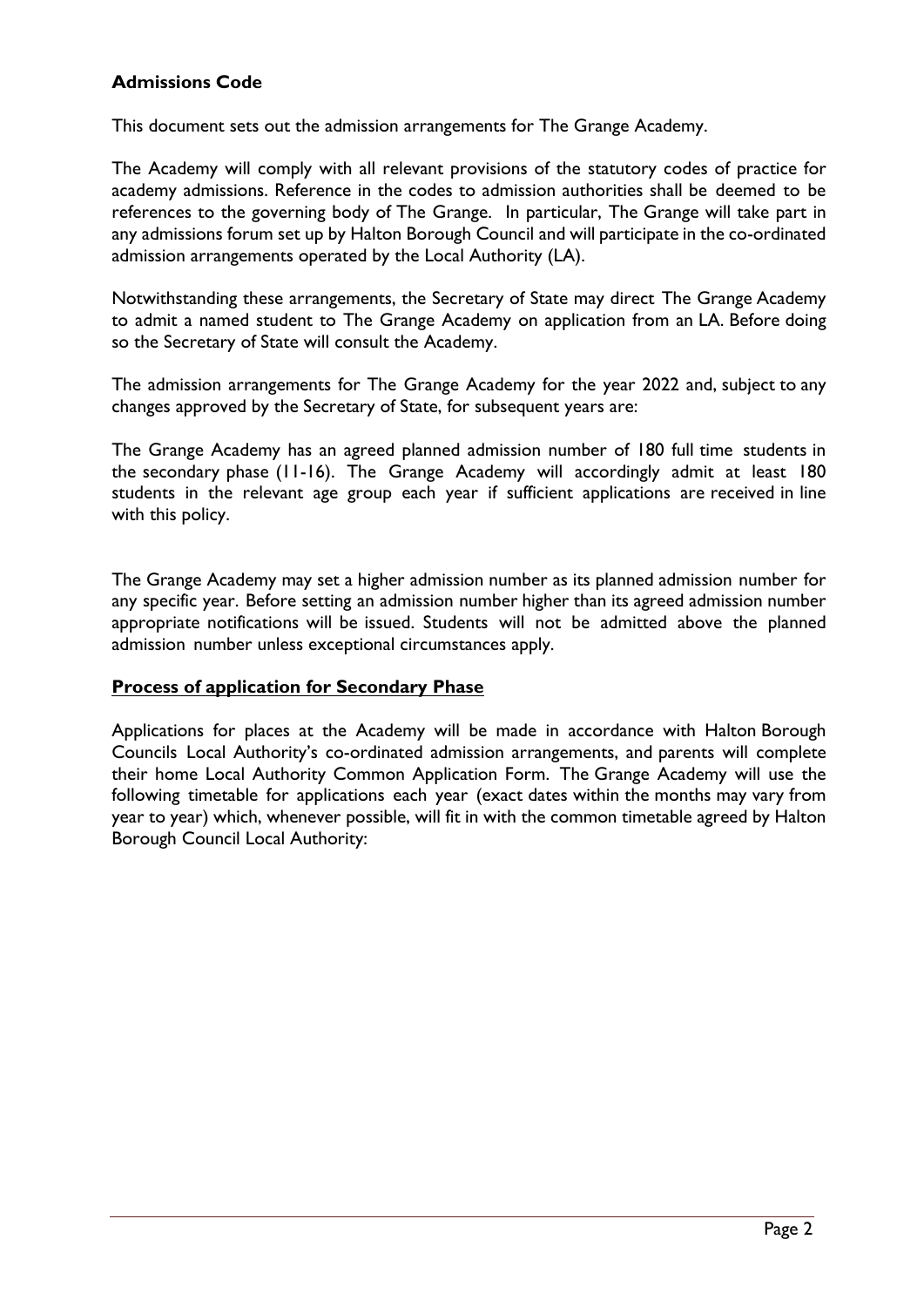**Admissions Code**

This document sets out the admission arrangements for The Grange Academy.

The Academy will comply with all relevant provisions of the statutory codes of practice for academy admissions. Reference in the codes to admission authorities shall be deemed to be references to the governing body of The Grange. In particular, The Grange will take part in any admissions forum set up by Halton Borough Council and will participate in the co-ordinated admission arrangements operated by the Local Authority (LA).

Notwithstanding these arrangements, the Secretary of State may direct The Grange Academy to admit a named student to The Grange Academy on application from an LA. Before doing so the Secretary of State will consult the Academy.

The admission arrangements for The Grange Academy for the year 2022 and, subject to any changes approved by the Secretary of State, for subsequent years are:

The Grange Academy has an agreed planned admission number of 180 full time students in the secondary phase (11-16). The Grange Academy will accordingly admit at least 180 students in the relevant age group each year if sufficient applications are received in line with this policy.

The Grange Academy may set a higher admission number as its planned admission number for any specific year. Before setting an admission number higher than its agreed admission number appropriate notifications will be issued. Students will not be admitted above the planned admission number unless exceptional circumstances apply.

**Process of application for Secondary Phase**

Applications for places at the Academy will be made in accordance with Halton Borough Councils Local Authority's co-ordinated admission arrangements, and parents will complete their home Local Authority Common Application Form. The Grange Academy will use the following timetable for applications each year (exact dates within the months may vary from year to year) which, whenever possible, will fit in with the common timetable agreed by Halton Borough Council Local Authority: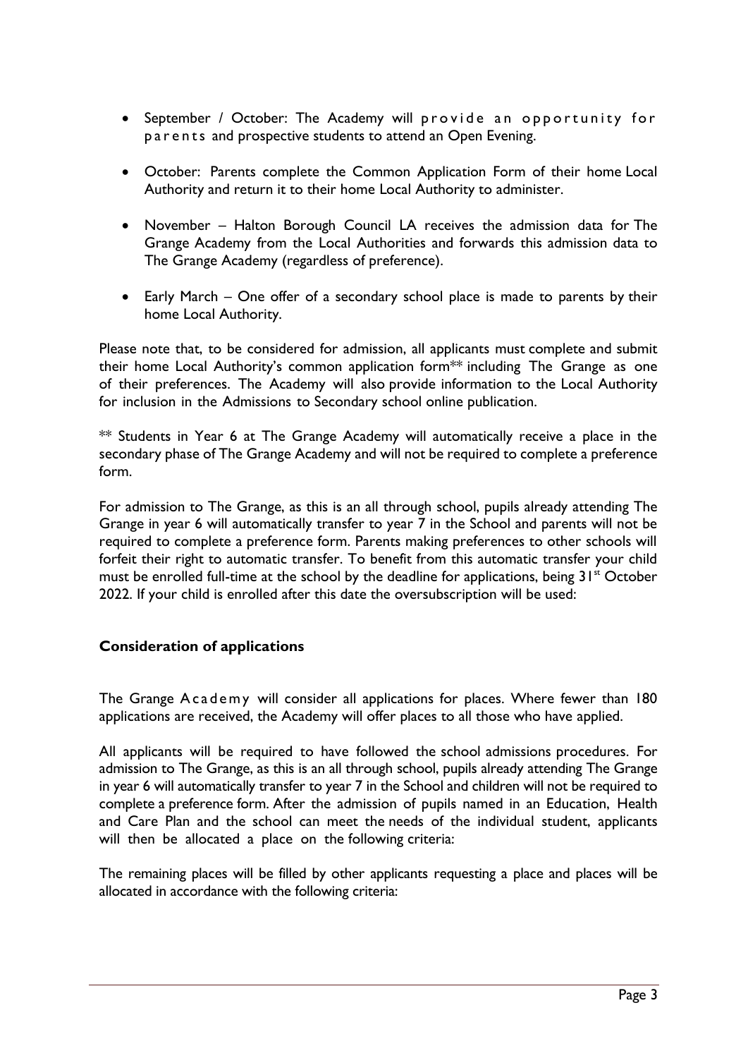- September / October: The Academy will provide an opportunity for parents and prospective students to attend an Open Evening.

- October: Parents complete the Common Application Form of their home Local Authority and return it to their home Local Authority to administer.

- November – Halton Borough Council LA receives the admission data for The Grange Academy from the Local Authorities and forwards this admission data to The Grange Academy (regardless of preference).

- Early March – One offer of a secondary school place is made to parents by their home Local Authority.

Please note that, to be considered for admission, all applicants must complete and submit their home Local Authority's common application form** including The Grange as one of their preferences. The Academy will also provide information to the Local Authority for inclusion in the Admissions to Secondary school online publication.

** Students in Year 6 at The Grange Academy will automatically receive a place in the secondary phase of The Grange Academy and will not be required to complete a preference form.

For admission to The Grange, as this is an all through school, pupils already attending The Grange in year 6 will automatically transfer to year 7 in the School and parents will not be required to complete a preference form. Parents making preferences to other schools will forfeit their right to automatic transfer. To benefit from this automatic transfer your child must be enrolled full-time at the school by the deadline for applications, being 31st October 2022. If your child is enrolled after this date the oversubscription will be used:

### Consideration of applications

The Grange Academy will consider all applications for places. Where fewer than 180 applications are received, the Academy will offer places to all those who have applied.

All applicants will be required to have followed the school admissions procedures. For admission to The Grange, as this is an all through school, pupils already attending The Grange in year 6 will automatically transfer to year 7 in the School and children will not be required to complete a preference form. After the admission of pupils named in an Education, Health and Care Plan and the school can meet the needs of the individual student, applicants will then be allocated a place on the following criteria:

The remaining places will be filled by other applicants requesting a place and places will be allocated in accordance with the following criteria: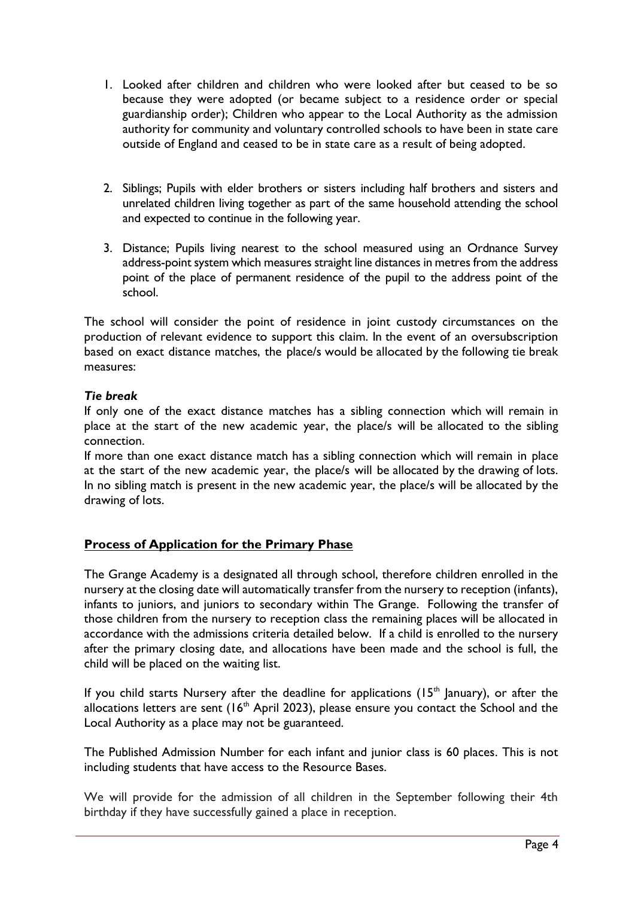1. Looked after children and children who were looked after but ceased to be so because they were adopted (or became subject to a residence order or special guardianship order); Children who appear to the Local Authority as the admission authority for community and voluntary controlled schools to have been in state care outside of England and ceased to be in state care as a result of being adopted.

2. Siblings; Pupils with elder brothers or sisters including half brothers and sisters and unrelated children living together as part of the same household attending the school and expected to continue in the following year.

3. Distance; Pupils living nearest to the school measured using an Ordnance Survey address-point system which measures straight line distances in metres from the address point of the place of permanent residence of the pupil to the address point of the school.

The school will consider the point of residence in joint custody circumstances on the production of relevant evidence to support this claim. In the event of an oversubscription based on exact distance matches, the place/s would be allocated by the following tie break measures:

***Tie break***

If only one of the exact distance matches has a sibling connection which will remain in place at the start of the new academic year, the place/s will be allocated to the sibling connection.

If more than one exact distance match has a sibling connection which will remain in place at the start of the new academic year, the place/s will be allocated by the drawing of lots. In no sibling match is present in the new academic year, the place/s will be allocated by the drawing of lots.

## **Process of Application for the Primary Phase**

The Grange Academy is a designated all through school, therefore children enrolled in the nursery at the closing date will automatically transfer from the nursery to reception (infants), infants to juniors, and juniors to secondary within The Grange. Following the transfer of those children from the nursery to reception class the remaining places will be allocated in accordance with the admissions criteria detailed below. If a child is enrolled to the nursery after the primary closing date, and allocations have been made and the school is full, the child will be placed on the waiting list.

If you child starts Nursery after the deadline for applications (15th January), or after the allocations letters are sent (16th April 2023), please ensure you contact the School and the Local Authority as a place may not be guaranteed.

The Published Admission Number for each infant and junior class is 60 places. This is not including students that have access to the Resource Bases.

We will provide for the admission of all children in the September following their 4th birthday if they have successfully gained a place in reception.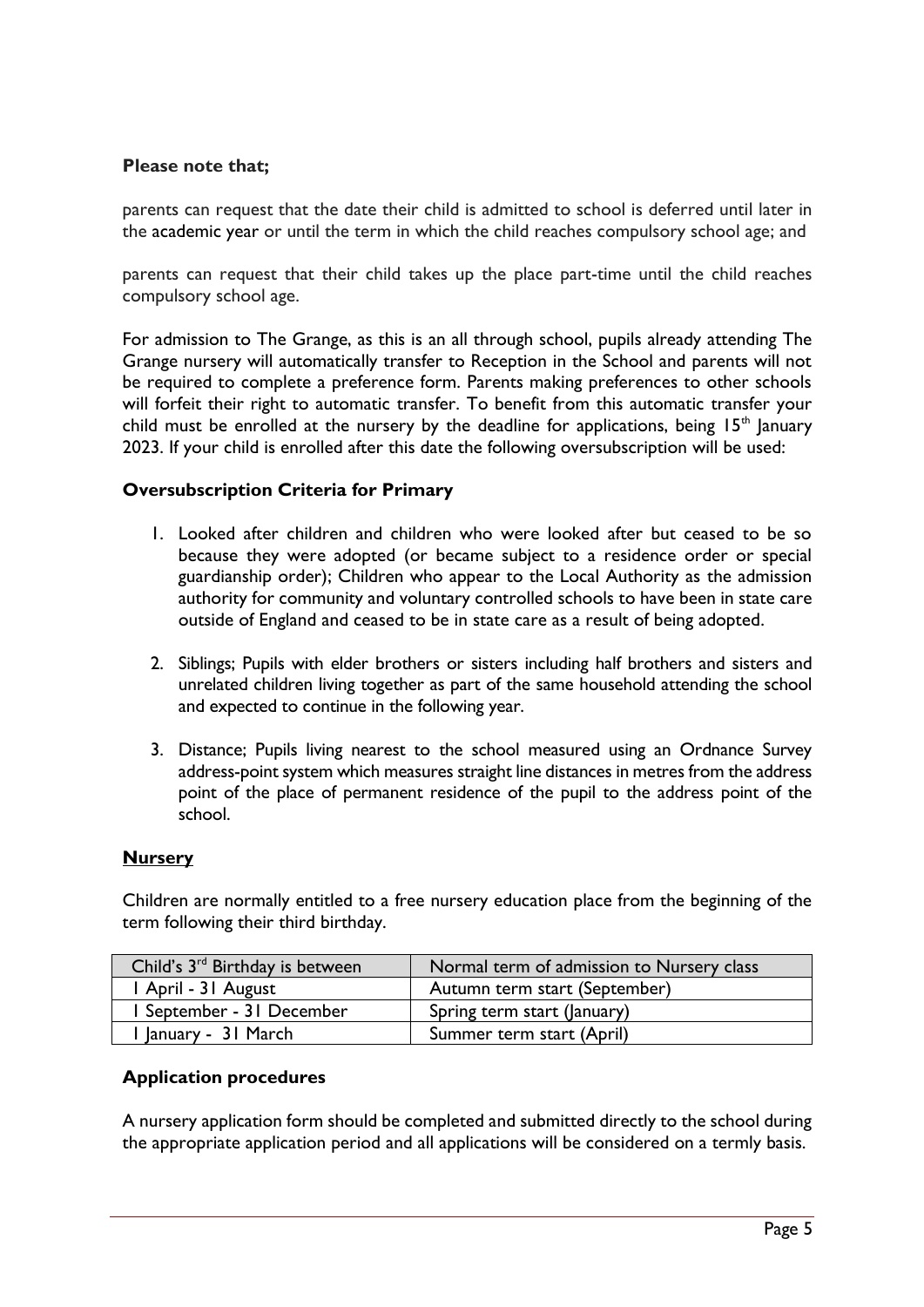**Please note that;**

parents can request that the date their child is admitted to school is deferred until later in the academic year or until the term in which the child reaches compulsory school age; and

parents can request that their child takes up the place part-time until the child reaches compulsory school age.

For admission to The Grange, as this is an all through school, pupils already attending The Grange nursery will automatically transfer to Reception in the School and parents will not be required to complete a preference form. Parents making preferences to other schools will forfeit their right to automatic transfer. To benefit from this automatic transfer your child must be enrolled at the nursery by the deadline for applications, being 15th January 2023. If your child is enrolled after this date the following oversubscription will be used:

**Oversubscription Criteria for Primary**

1. Looked after children and children who were looked after but ceased to be so because they were adopted (or became subject to a residence order or special guardianship order); Children who appear to the Local Authority as the admission authority for community and voluntary controlled schools to have been in state care outside of England and ceased to be in state care as a result of being adopted.

2. Siblings; Pupils with elder brothers or sisters including half brothers and sisters and unrelated children living together as part of the same household attending the school and expected to continue in the following year.

3. Distance; Pupils living nearest to the school measured using an Ordnance Survey address-point system which measures straight line distances in metres from the address point of the place of permanent residence of the pupil to the address point of the school.

**Nursery**

Children are normally entitled to a free nursery education place from the beginning of the term following their third birthday.

| Child's 3rd Birthday is between | Normal term of admission to Nursery class |
|---|---|
| 1 April - 31 August | Autumn term start (September) |
| 1 September - 31 December | Spring term start (January) |
| 1 January - 31 March | Summer term start (April) |

**Application procedures**

A nursery application form should be completed and submitted directly to the school during the appropriate application period and all applications will be considered on a termly basis.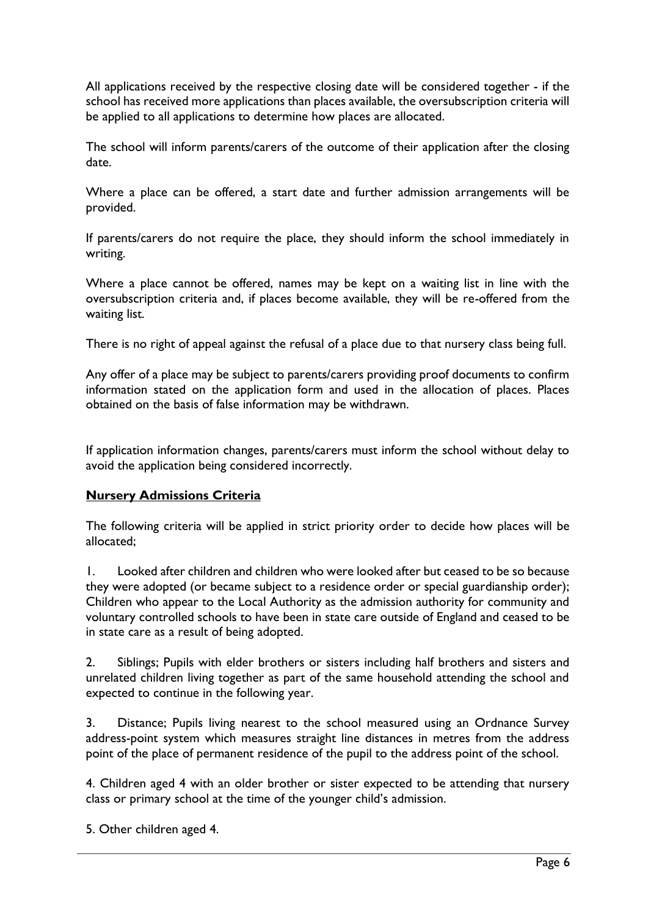All applications received by the respective closing date will be considered together - if the school has received more applications than places available, the oversubscription criteria will be applied to all applications to determine how places are allocated.

The school will inform parents/carers of the outcome of their application after the closing date.

Where a place can be offered, a start date and further admission arrangements will be provided.

If parents/carers do not require the place, they should inform the school immediately in writing.

Where a place cannot be offered, names may be kept on a waiting list in line with the oversubscription criteria and, if places become available, they will be re-offered from the waiting list.

There is no right of appeal against the refusal of a place due to that nursery class being full.

Any offer of a place may be subject to parents/carers providing proof documents to confirm information stated on the application form and used in the allocation of places. Places obtained on the basis of false information may be withdrawn.

If application information changes, parents/carers must inform the school without delay to avoid the application being considered incorrectly.

**Nursery Admissions Criteria**

The following criteria will be applied in strict priority order to decide how places will be allocated;

1. Looked after children and children who were looked after but ceased to be so because they were adopted (or became subject to a residence order or special guardianship order); Children who appear to the Local Authority as the admission authority for community and voluntary controlled schools to have been in state care outside of England and ceased to be in state care as a result of being adopted.

2. Siblings; Pupils with elder brothers or sisters including half brothers and sisters and unrelated children living together as part of the same household attending the school and expected to continue in the following year.

3. Distance; Pupils living nearest to the school measured using an Ordnance Survey address-point system which measures straight line distances in metres from the address point of the place of permanent residence of the pupil to the address point of the school.

4. Children aged 4 with an older brother or sister expected to be attending that nursery class or primary school at the time of the younger child's admission.

5. Other children aged 4.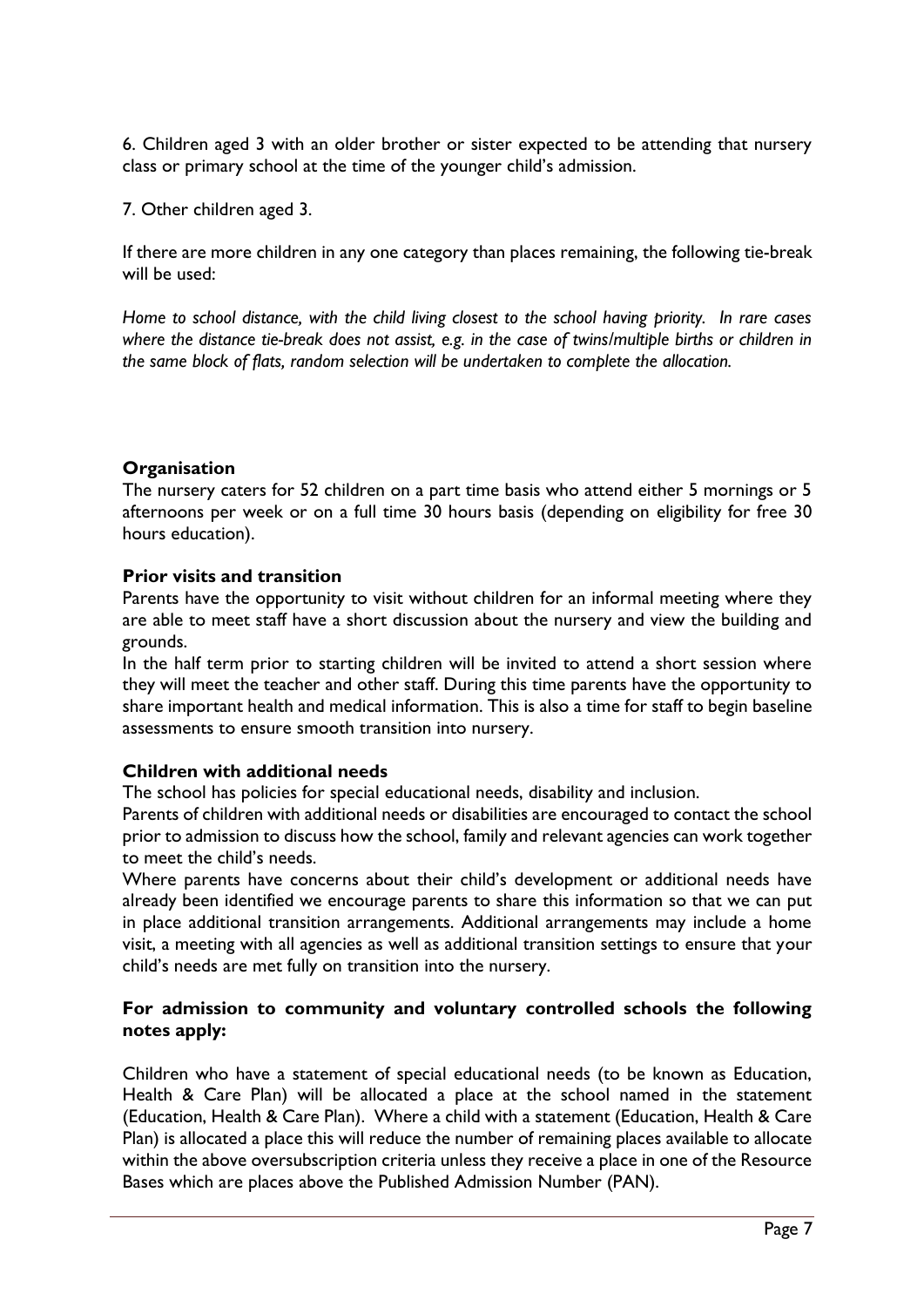6. Children aged 3 with an older brother or sister expected to be attending that nursery class or primary school at the time of the younger child's admission.

7. Other children aged 3.

If there are more children in any one category than places remaining, the following tie-break will be used:

*Home to school distance, with the child living closest to the school having priority. In rare cases where the distance tie-break does not assist, e.g. in the case of twins/multiple births or children in the same block of flats, random selection will be undertaken to complete the allocation.*

**Organisation**

The nursery caters for 52 children on a part time basis who attend either 5 mornings or 5 afternoons per week or on a full time 30 hours basis (depending on eligibility for free 30 hours education).

**Prior visits and transition**

Parents have the opportunity to visit without children for an informal meeting where they are able to meet staff have a short discussion about the nursery and view the building and grounds.

In the half term prior to starting children will be invited to attend a short session where they will meet the teacher and other staff. During this time parents have the opportunity to share important health and medical information. This is also a time for staff to begin baseline assessments to ensure smooth transition into nursery.

**Children with additional needs**

The school has policies for special educational needs, disability and inclusion.

Parents of children with additional needs or disabilities are encouraged to contact the school prior to admission to discuss how the school, family and relevant agencies can work together to meet the child's needs.

Where parents have concerns about their child's development or additional needs have already been identified we encourage parents to share this information so that we can put in place additional transition arrangements. Additional arrangements may include a home visit, a meeting with all agencies as well as additional transition settings to ensure that your child's needs are met fully on transition into the nursery.

**For admission to community and voluntary controlled schools the following notes apply:**

Children who have a statement of special educational needs (to be known as Education, Health & Care Plan) will be allocated a place at the school named in the statement (Education, Health & Care Plan). Where a child with a statement (Education, Health & Care Plan) is allocated a place this will reduce the number of remaining places available to allocate within the above oversubscription criteria unless they receive a place in one of the Resource Bases which are places above the Published Admission Number (PAN).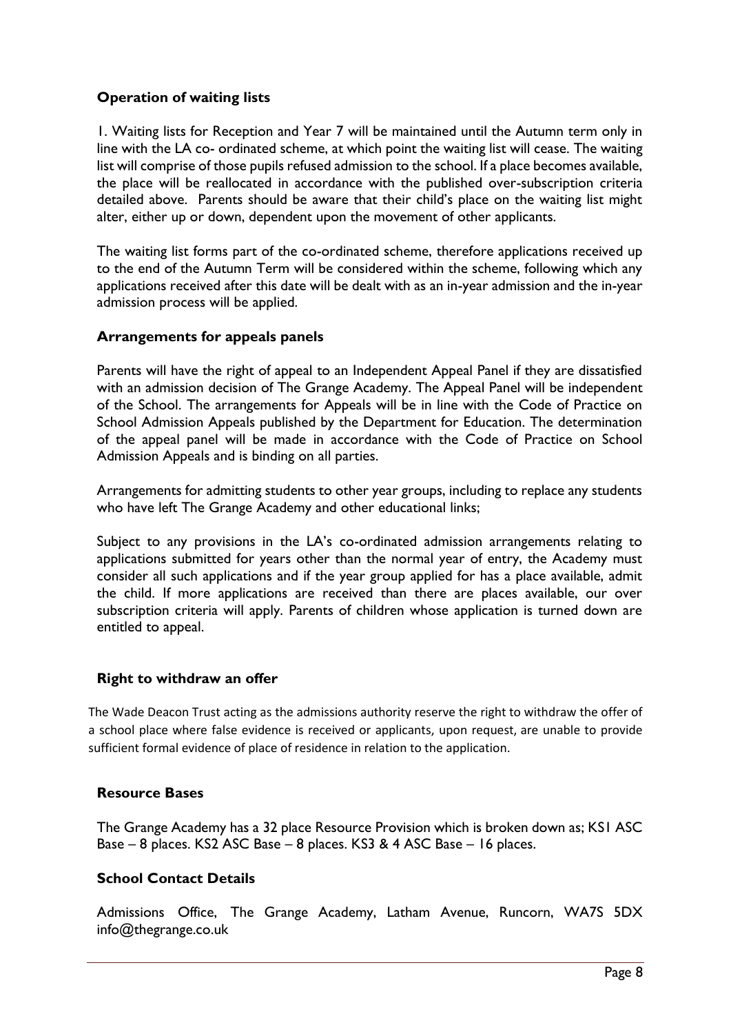### Operation of waiting lists

1. Waiting lists for Reception and Year 7 will be maintained until the Autumn term only in line with the LA co- ordinated scheme, at which point the waiting list will cease. The waiting list will comprise of those pupils refused admission to the school. If a place becomes available, the place will be reallocated in accordance with the published over-subscription criteria detailed above. Parents should be aware that their child's place on the waiting list might alter, either up or down, dependent upon the movement of other applicants.

The waiting list forms part of the co-ordinated scheme, therefore applications received up to the end of the Autumn Term will be considered within the scheme, following which any applications received after this date will be dealt with as an in-year admission and the in-year admission process will be applied.

### Arrangements for appeals panels

Parents will have the right of appeal to an Independent Appeal Panel if they are dissatisfied with an admission decision of The Grange Academy. The Appeal Panel will be independent of the School. The arrangements for Appeals will be in line with the Code of Practice on School Admission Appeals published by the Department for Education. The determination of the appeal panel will be made in accordance with the Code of Practice on School Admission Appeals and is binding on all parties.

Arrangements for admitting students to other year groups, including to replace any students who have left The Grange Academy and other educational links;

Subject to any provisions in the LA's co-ordinated admission arrangements relating to applications submitted for years other than the normal year of entry, the Academy must consider all such applications and if the year group applied for has a place available, admit the child. If more applications are received than there are places available, our over subscription criteria will apply. Parents of children whose application is turned down are entitled to appeal.

### Right to withdraw an offer

The Wade Deacon Trust acting as the admissions authority reserve the right to withdraw the offer of a school place where false evidence is received or applicants, upon request, are unable to provide sufficient formal evidence of place of residence in relation to the application.

### Resource Bases

The Grange Academy has a 32 place Resource Provision which is broken down as; KS1 ASC Base – 8 places. KS2 ASC Base – 8 places. KS3 & 4 ASC Base – 16 places.

### School Contact Details

Admissions Office, The Grange Academy, Latham Avenue, Runcorn, WA7S 5DX info@thegrange.co.uk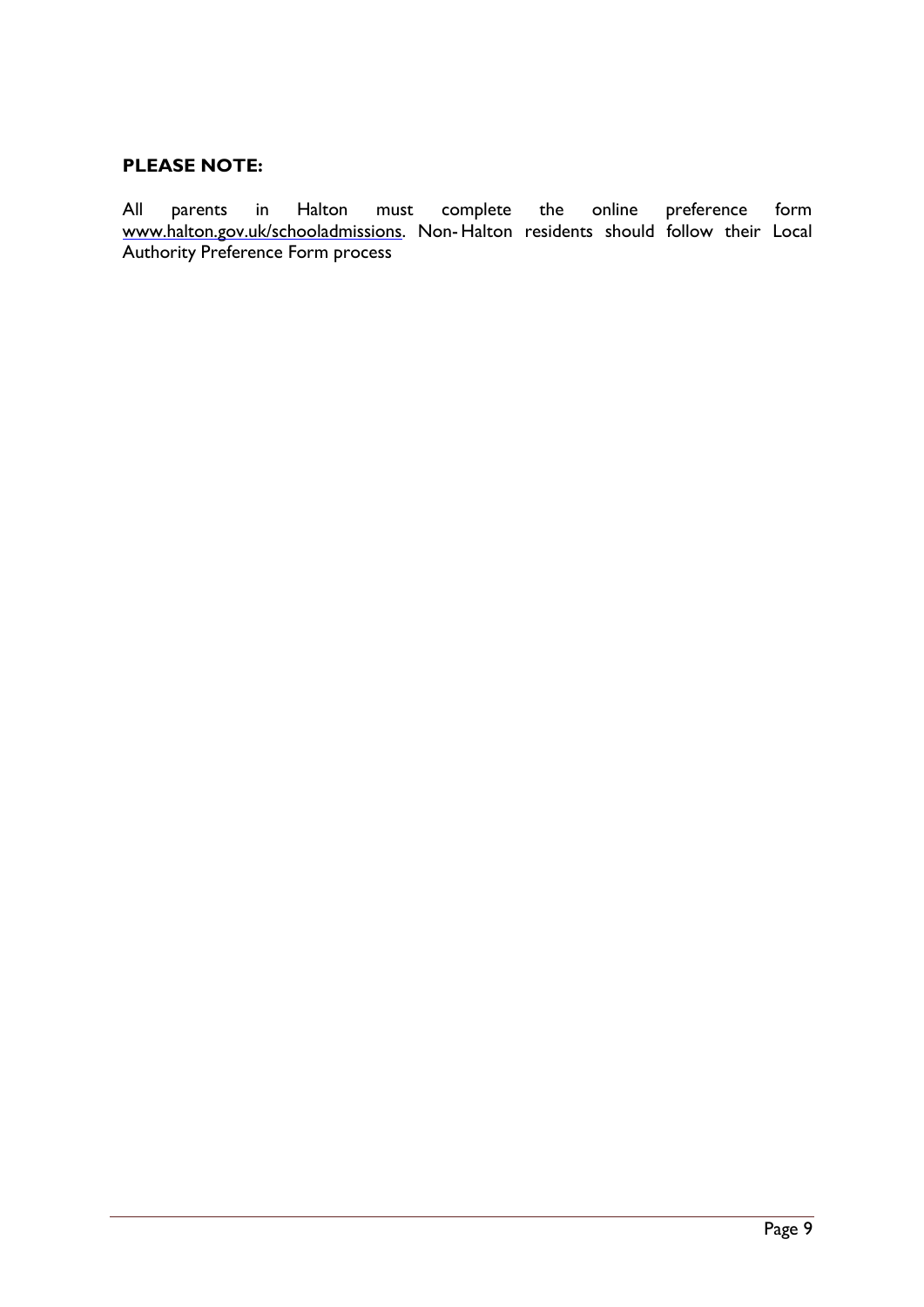**PLEASE NOTE:**

All parents in Halton must complete the online preference form www.halton.gov.uk/schooladmissions. Non-Halton residents should follow their Local Authority Preference Form process